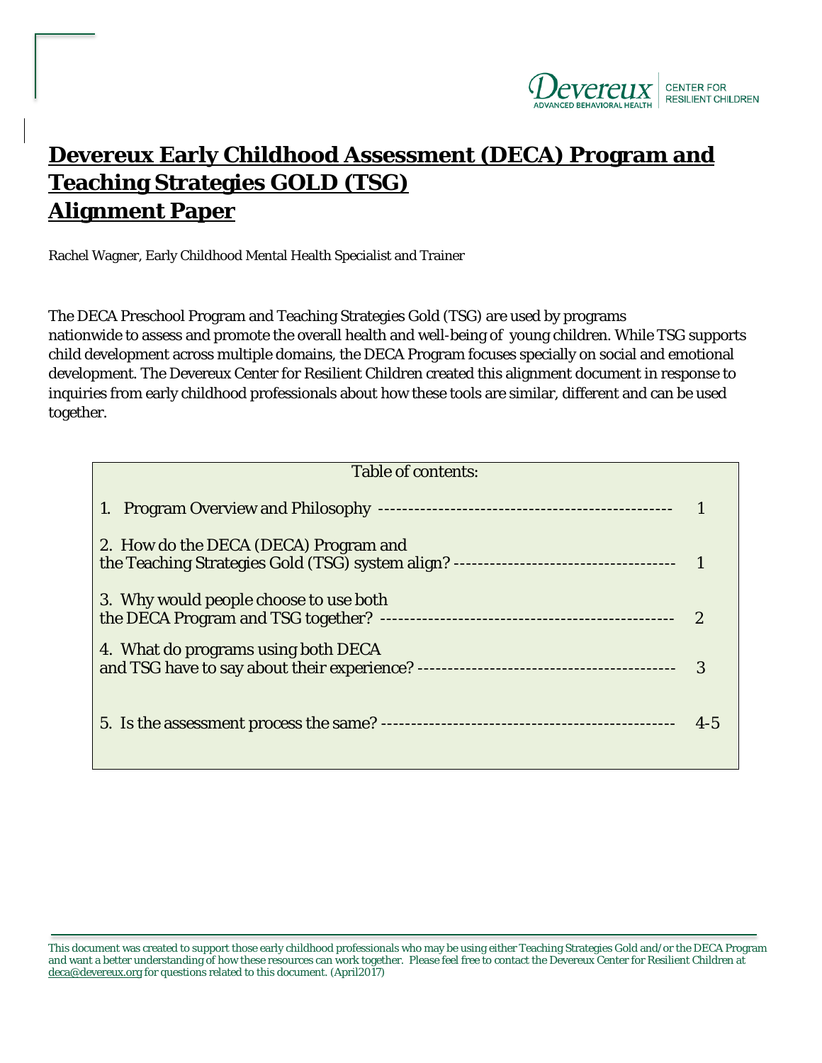# Devereux Early Childhood Assessment (DECA) Program and Teaching Strategies GOLD (TSG) Alignment Paper

Rachel Wagner, Early Childhood Mental Health Specialist and Trainer

The DECA Preschool Program and Teaching Strategies Gold (TSG) are used by programs nationwide to assess and promote the overall health and well-being of young children. While TSG supports child development across multiple domains, the DECA Program focuses specially on social and emotional development. The Devereux Center for Resilient Children created this alignment document in response to inquiries from early childhood professionals about how these tools are similar, different and can be used together.

| Table of contents: | |
|---|---|
| 1. Program Overview and Philosophy ------------------------------------------------ | 1 |
| 2. How do the DECA (DECA) Program and the Teaching Strategies Gold (TSG) system align? ------------------------------------- | 1 |
| 3. Why would people choose to use both the DECA Program and TSG together? ------------------------------------------------- | 2 |
| 4. What do programs using both DECA and TSG have to say about their experience? ------------------------------------------ | 3 |
| 5. Is the assessment process the same? ------------------------------------------------- | 4-5 |

This document was created to support those early childhood professionals who may be using either Teaching Strategies Gold and/or the DECA Program and want a better understanding of how these resources can work together. Please feel free to contact the Devereux Center for Resilient Children at deca@devereux.org for questions related to this document. (April2017)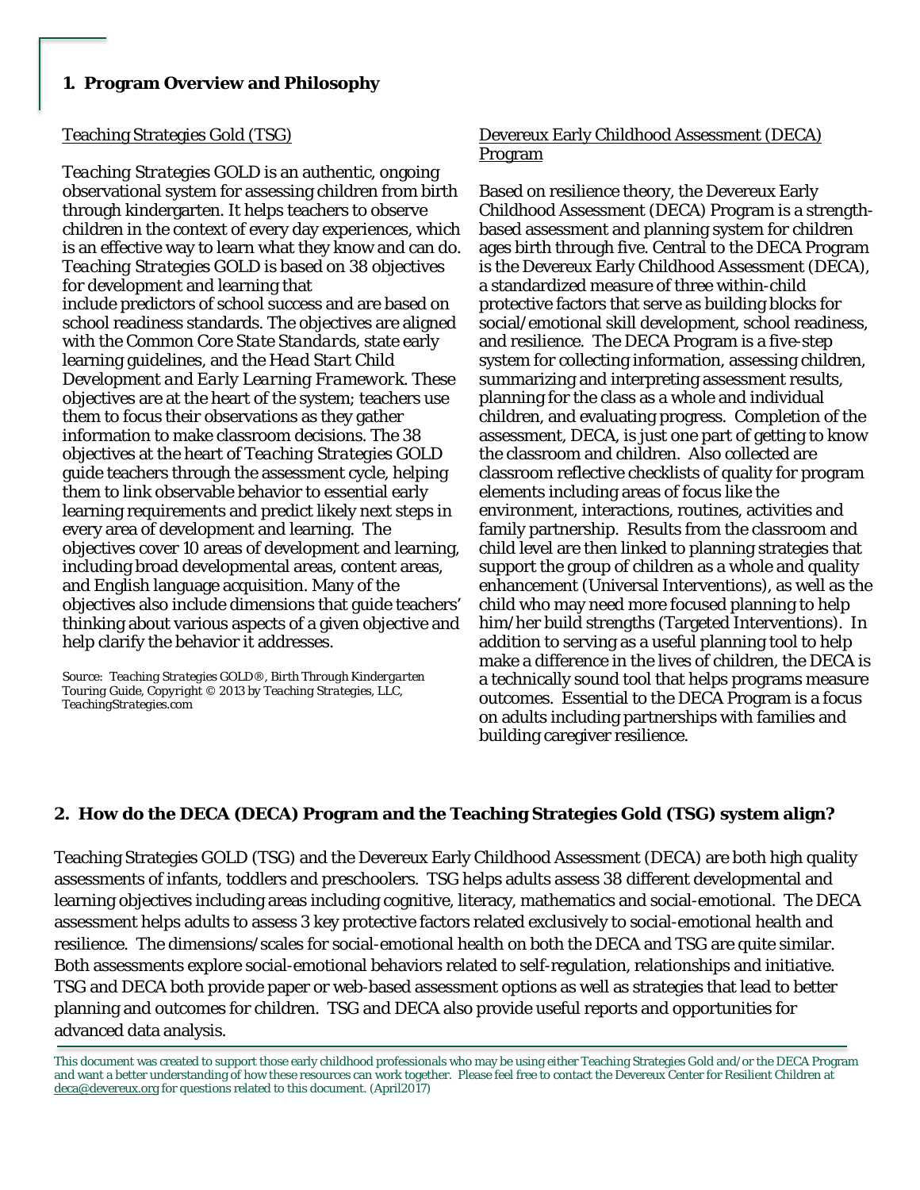## 1. Program Overview and Philosophy

Teaching Strategies Gold (TSG)

*Teaching Strategies* GOLD is an authentic, ongoing observational system for assessing children from birth through kindergarten. It helps teachers to observe children in the context of every day experiences, which is an effective way to learn what they know and can do. *Teaching Strategies* GOLD is based on 38 objectives for development and learning that include predictors of school success and are based on school readiness standards. The objectives are aligned with the *Common Core State Standards*, state early learning guidelines, and the *Head Start Child Development and Early Learning Framework*. These objectives are at the heart of the system; teachers use them to focus their observations as they gather information to make classroom decisions. The 38 objectives at the heart of *Teaching Strategies* GOLD guide teachers through the assessment cycle, helping them to link observable behavior to essential early learning requirements and predict likely next steps in every area of development and learning. The objectives cover 10 areas of development and learning, including broad developmental areas, content areas, and English language acquisition. Many of the objectives also include dimensions that guide teachers' thinking about various aspects of a given objective and help clarify the behavior it addresses.

Source: *Teaching Strategies* GOLD®, *Birth Through Kindergarten* Touring Guide, Copyright © 2013 by *Teaching Strategies*, LLC, TeachingStrategies.com

Devereux Early Childhood Assessment (DECA) Program

Based on resilience theory, the Devereux Early Childhood Assessment (DECA) Program is a strength-based assessment and planning system for children ages birth through five. Central to the DECA Program is the Devereux Early Childhood Assessment (DECA), a standardized measure of three within-child protective factors that serve as building blocks for social/emotional skill development, school readiness, and resilience. The DECA Program is a five-step system for collecting information, assessing children, summarizing and interpreting assessment results, planning for the class as a whole and individual children, and evaluating progress. Completion of the assessment, DECA, is just one part of getting to know the classroom and children. Also collected are classroom reflective checklists of quality for program elements including areas of focus like the environment, interactions, routines, activities and family partnership. Results from the classroom and child level are then linked to planning strategies that support the group of children as a whole and quality enhancement (Universal Interventions), as well as the child who may need more focused planning to help him/her build strengths (Targeted Interventions). In addition to serving as a useful planning tool to help make a difference in the lives of children, the DECA is a technically sound tool that helps programs measure outcomes. Essential to the DECA Program is a focus on adults including partnerships with families and building caregiver resilience.

## 2. How do the DECA (DECA) Program and the Teaching Strategies Gold (TSG) system align?

Teaching Strategies GOLD (TSG) and the Devereux Early Childhood Assessment (DECA) are both high quality assessments of infants, toddlers and preschoolers. TSG helps adults assess 38 different developmental and learning objectives including areas including cognitive, literacy, mathematics and social-emotional. The DECA assessment helps adults to assess 3 key protective factors related exclusively to social-emotional health and resilience. The dimensions/scales for social-emotional health on both the DECA and TSG are quite similar. Both assessments explore social-emotional behaviors related to self-regulation, relationships and initiative. TSG and DECA both provide paper or web-based assessment options as well as strategies that lead to better planning and outcomes for children. TSG and DECA also provide useful reports and opportunities for advanced data analysis.

This document was created to support those early childhood professionals who may be using either Teaching Strategies Gold and/or the DECA Program and want a better understanding of how these resources can work together. Please feel free to contact the Devereux Center for Resilient Children at deca@devereux.org for questions related to this document. (April2017)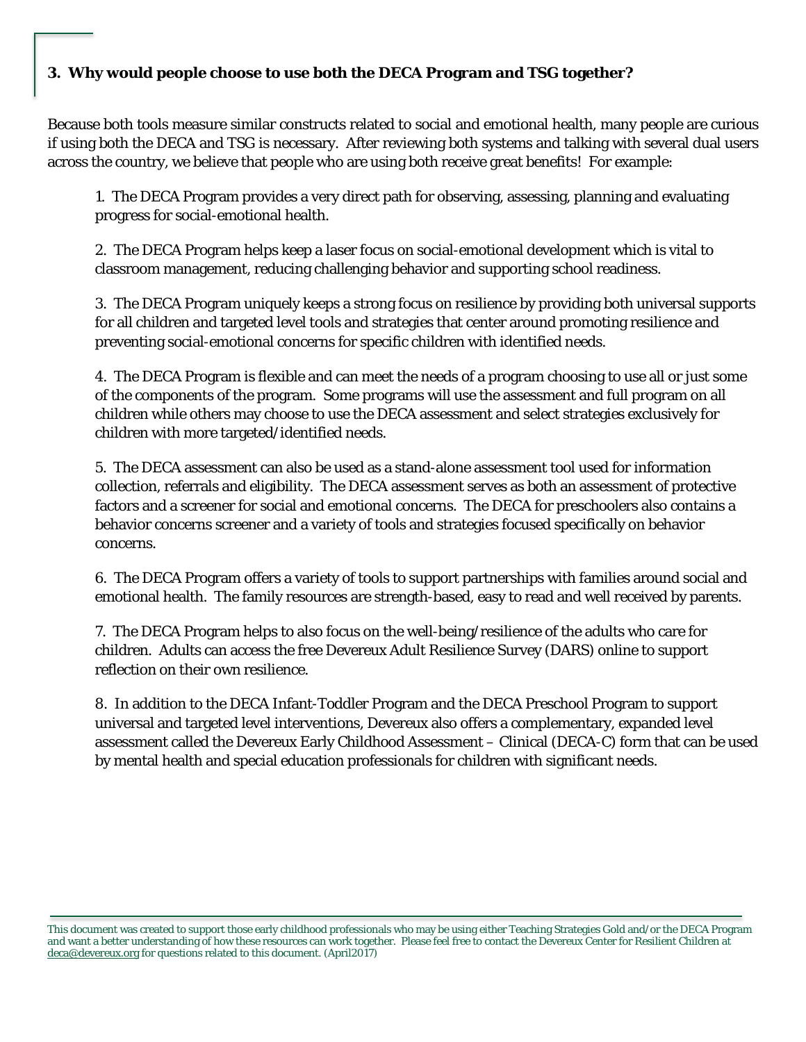### 3. Why would people choose to use both the DECA Program and TSG together?

Because both tools measure similar constructs related to social and emotional health, many people are curious if using both the DECA and TSG is necessary. After reviewing both systems and talking with several dual users across the country, we believe that people who are using both receive great benefits! For example:

1. The DECA Program provides a very direct path for observing, assessing, planning and evaluating progress for social-emotional health.

2. The DECA Program helps keep a laser focus on social-emotional development which is vital to classroom management, reducing challenging behavior and supporting school readiness.

3. The DECA Program uniquely keeps a strong focus on resilience by providing both universal supports for all children and targeted level tools and strategies that center around promoting resilience and preventing social-emotional concerns for specific children with identified needs.

4. The DECA Program is flexible and can meet the needs of a program choosing to use all or just some of the components of the program. Some programs will use the assessment and full program on all children while others may choose to use the DECA assessment and select strategies exclusively for children with more targeted/identified needs.

5. The DECA assessment can also be used as a stand-alone assessment tool used for information collection, referrals and eligibility. The DECA assessment serves as both an assessment of protective factors and a screener for social and emotional concerns. The DECA for preschoolers also contains a behavior concerns screener and a variety of tools and strategies focused specifically on behavior concerns.

6. The DECA Program offers a variety of tools to support partnerships with families around social and emotional health. The family resources are strength-based, easy to read and well received by parents.

7. The DECA Program helps to also focus on the well-being/resilience of the adults who care for children. Adults can access the free Devereux Adult Resilience Survey (DARS) online to support reflection on their own resilience.

8. In addition to the DECA Infant-Toddler Program and the DECA Preschool Program to support universal and targeted level interventions, Devereux also offers a complementary, expanded level assessment called the Devereux Early Childhood Assessment – Clinical (DECA-C) form that can be used by mental health and special education professionals for children with significant needs.

This document was created to support those early childhood professionals who may be using either Teaching Strategies Gold and/or the DECA Program and want a better understanding of how these resources can work together. Please feel free to contact the Devereux Center for Resilient Children at deca@devereux.org for questions related to this document. (April2017)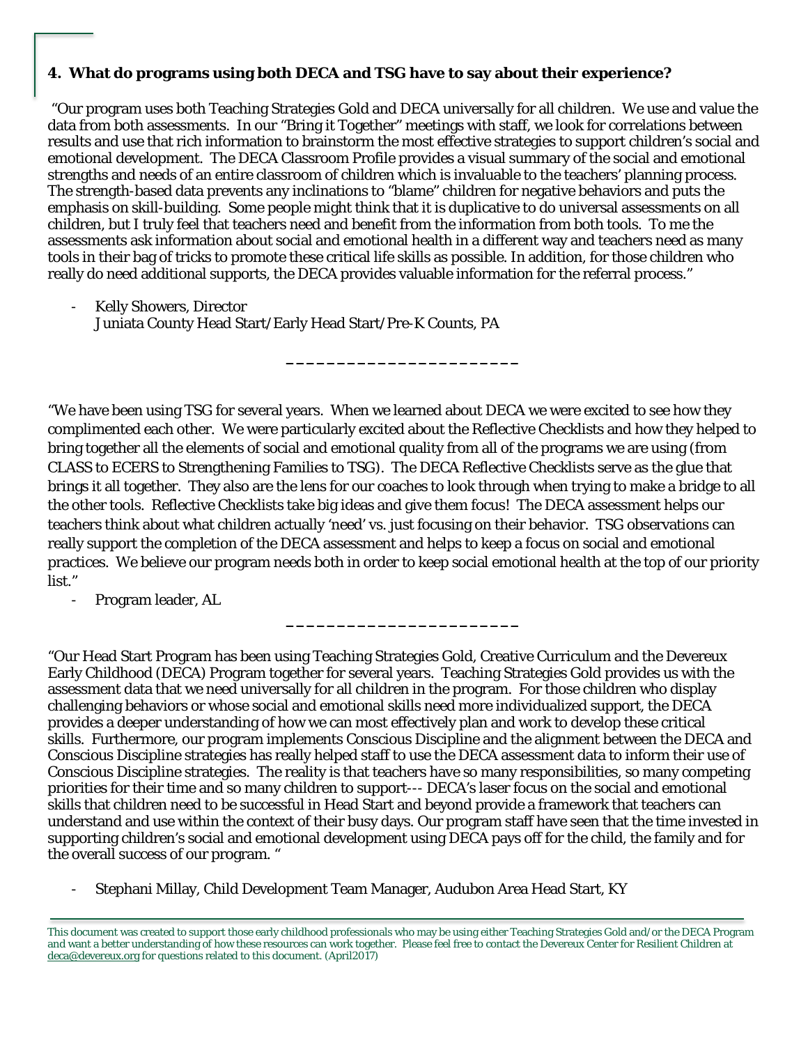### 4. What do programs using both DECA and TSG have to say about their experience?

"Our program uses both Teaching Strategies Gold and DECA universally for all children. We use and value the data from both assessments. In our "Bring it Together" meetings with staff, we look for correlations between results and use that rich information to brainstorm the most effective strategies to support children's social and emotional development. The DECA Classroom Profile provides a visual summary of the social and emotional strengths and needs of an entire classroom of children which is invaluable to the teachers' planning process. The strength-based data prevents any inclinations to "blame" children for negative behaviors and puts the emphasis on skill-building. Some people might think that it is duplicative to do universal assessments on all children, but I truly feel that teachers need and benefit from the information from both tools. To me the assessments ask information about social and emotional health in a different way and teachers need as many tools in their bag of tricks to promote these critical life skills as possible. In addition, for those children who really do need additional supports, the DECA provides valuable information for the referral process."

- Kelly Showers, Director
  Juniata County Head Start/Early Head Start/Pre-K Counts, PA

_______________________

"We have been using TSG for several years. When we learned about DECA we were excited to see how they complimented each other. We were particularly excited about the Reflective Checklists and how they helped to bring together all the elements of social and emotional quality from all of the programs we are using (from CLASS to ECERS to Strengthening Families to TSG). The DECA Reflective Checklists serve as the glue that brings it all together. They also are the lens for our coaches to look through when trying to make a bridge to all the other tools. Reflective Checklists take big ideas and give them focus! The DECA assessment helps our teachers think about what children actually 'need' vs. just focusing on their behavior. TSG observations can really support the completion of the DECA assessment and helps to keep a focus on social and emotional practices. We believe our program needs both in order to keep social emotional health at the top of our priority list."

- Program leader, AL

_______________________

"Our Head Start Program has been using Teaching Strategies Gold, Creative Curriculum and the Devereux Early Childhood (DECA) Program together for several years. Teaching Strategies Gold provides us with the assessment data that we need universally for all children in the program. For those children who display challenging behaviors or whose social and emotional skills need more individualized support, the DECA provides a deeper understanding of how we can most effectively plan and work to develop these critical skills. Furthermore, our program implements Conscious Discipline and the alignment between the DECA and Conscious Discipline strategies has really helped staff to use the DECA assessment data to inform their use of Conscious Discipline strategies. The reality is that teachers have so many responsibilities, so many competing priorities for their time and so many children to support--- DECA's laser focus on the social and emotional skills that children need to be successful in Head Start and beyond provide a framework that teachers can understand and use within the context of their busy days. Our program staff have seen that the time invested in supporting children's social and emotional development using DECA pays off for the child, the family and for the overall success of our program. "

- Stephani Millay, Child Development Team Manager, Audubon Area Head Start, KY

This document was created to support those early childhood professionals who may be using either Teaching Strategies Gold and/or the DECA Program and want a better understanding of how these resources can work together. Please feel free to contact the Devereux Center for Resilient Children at deca@devereux.org for questions related to this document. (April2017)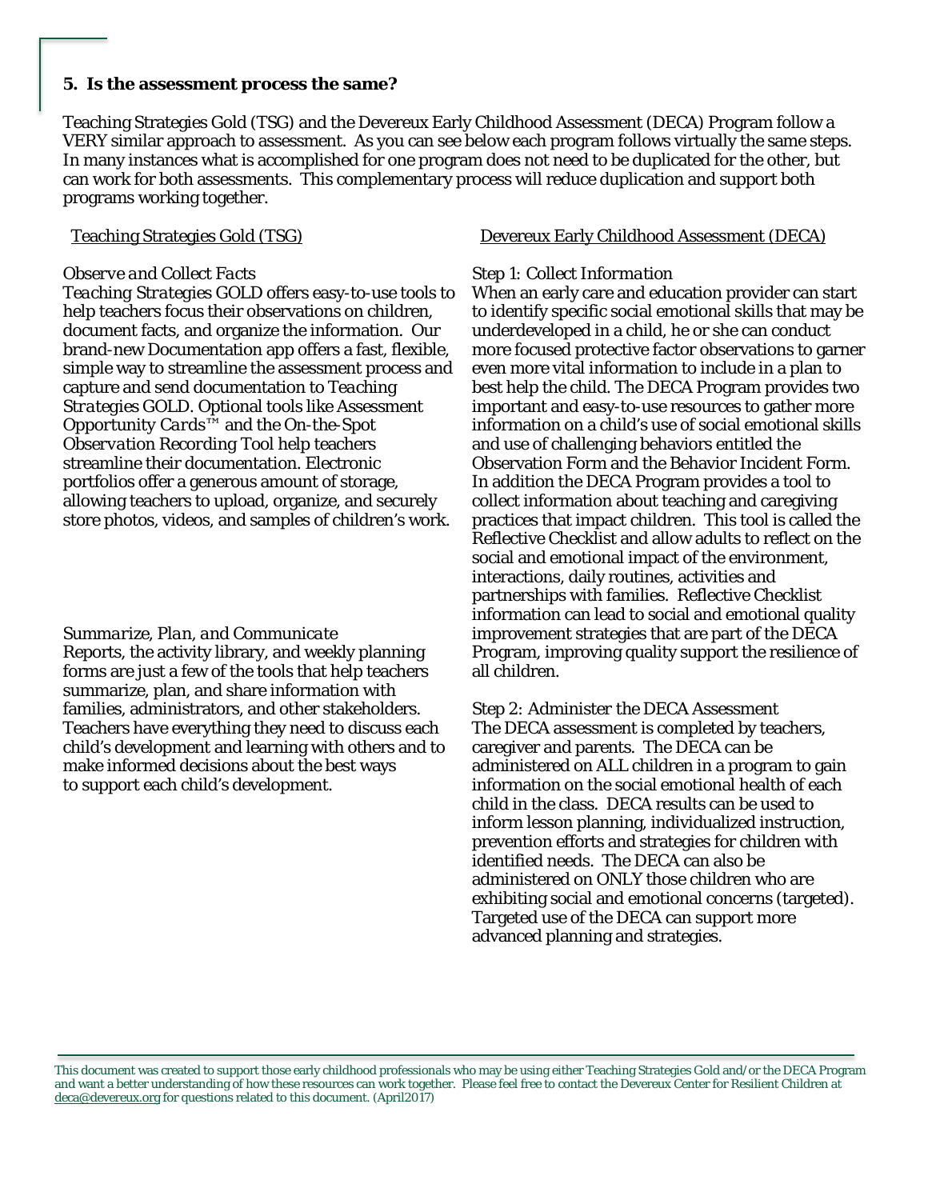**5. Is the assessment process the same?**

Teaching Strategies Gold (TSG) and the Devereux Early Childhood Assessment (DECA) Program follow a VERY similar approach to assessment. As you can see below each program follows virtually the same steps. In many instances what is accomplished for one program does not need to be duplicated for the other, but can work for both assessments. This complementary process will reduce duplication and support both programs working together.

<u>Teaching Strategies Gold (TSG)</u>

*Observe and Collect Facts*

*Teaching Strategies* GOLD offers easy-to-use tools to help teachers focus their observations on children, document facts, and organize the information. Our brand-new Documentation app offers a fast, flexible, simple way to streamline the assessment process and capture and send documentation to *Teaching Strategies* GOLD. Optional tools like Assessment *Opportunity Cards*™ and the On-the-Spot Observation Recording Tool help teachers streamline their documentation. Electronic portfolios offer a generous amount of storage, allowing teachers to upload, organize, and securely store photos, videos, and samples of children's work.

*Summarize, Plan, and Communicate*

Reports, the activity library, and weekly planning forms are just a few of the tools that help teachers summarize, plan, and share information with families, administrators, and other stakeholders. Teachers have everything they need to discuss each child's development and learning with others and to make informed decisions about the best ways to support each child's development.

<u>Devereux Early Childhood Assessment (DECA)</u>

*Step 1: Collect Information*

When an early care and education provider can start to identify specific social emotional skills that may be underdeveloped in a child, he or she can conduct more focused protective factor observations to garner even more vital information to include in a plan to best help the child. The DECA Program provides two important and easy-to-use resources to gather more information on a child's use of social emotional skills and use of challenging behaviors entitled the Observation Form and the Behavior Incident Form. In addition the DECA Program provides a tool to collect information about teaching and caregiving practices that impact children. This tool is called the Reflective Checklist and allow adults to reflect on the social and emotional impact of the environment, interactions, daily routines, activities and partnerships with families. Reflective Checklist information can lead to social and emotional quality improvement strategies that are part of the DECA Program, improving quality support the resilience of all children.

Step 2: Administer the DECA Assessment

The DECA assessment is completed by teachers, caregiver and parents. The DECA can be administered on ALL children in a program to gain information on the social emotional health of each child in the class. DECA results can be used to inform lesson planning, individualized instruction, prevention efforts and strategies for children with identified needs. The DECA can also be administered on ONLY those children who are exhibiting social and emotional concerns (targeted). Targeted use of the DECA can support more advanced planning and strategies.

This document was created to support those early childhood professionals who may be using either Teaching Strategies Gold and/or the DECA Program and want a better understanding of how these resources can work together. Please feel free to contact the Devereux Center for Resilient Children at deca@devereux.org for questions related to this document. (April2017)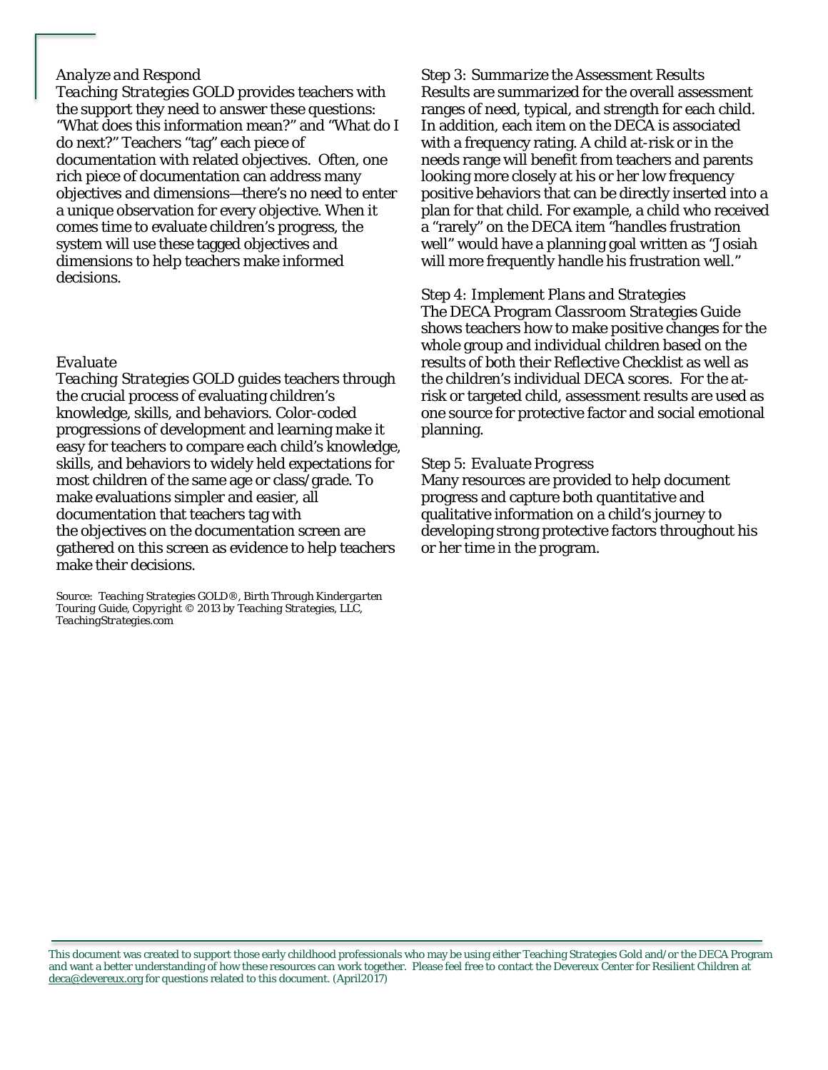### *Analyze and Respond*

*Teaching Strategies* GOLD provides teachers with the support they need to answer these questions: "What does this information mean?" and "What do I do next?" Teachers "tag" each piece of documentation with related objectives. Often, one rich piece of documentation can address many objectives and dimensions—there's no need to enter a unique observation for every objective. When it comes time to evaluate children's progress, the system will use these tagged objectives and dimensions to help teachers make informed decisions.

### *Evaluate*

*Teaching Strategies* GOLD guides teachers through the crucial process of evaluating children's knowledge, skills, and behaviors. Color-coded progressions of development and learning make it easy for teachers to compare each child's knowledge, skills, and behaviors to widely held expectations for most children of the same age or class/grade. To make evaluations simpler and easier, all documentation that teachers tag with the objectives on the documentation screen are gathered on this screen as evidence to help teachers make their decisions.

*Source: Teaching Strategies GOLD®, Birth Through Kindergarten Touring Guide, Copyright © 2013 by Teaching Strategies, LLC, TeachingStrategies.com*

### Step 3: *Summarize the Assessment Results*

Results are summarized for the overall assessment ranges of need, typical, and strength for each child. In addition, each item on the DECA is associated with a frequency rating. A child at-risk or in the needs range will benefit from teachers and parents looking more closely at his or her low frequency positive behaviors that can be directly inserted into a plan for that child. For example, a child who received a "rarely" on the DECA item "handles frustration well" would have a planning goal written as "Josiah will more frequently handle his frustration well."

### Step 4: *Implement Plans and Strategies*

The DECA Program *Classroom Strategies Guide* shows teachers how to make positive changes for the whole group and individual children based on the results of both their Reflective Checklist as well as the children's individual DECA scores. For the at-risk or targeted child, assessment results are used as one source for protective factor and social emotional planning.

### Step 5: *Evaluate Progress*

Many resources are provided to help document progress and capture both quantitative and qualitative information on a child's journey to developing strong protective factors throughout his or her time in the program.

This document was created to support those early childhood professionals who may be using either Teaching Strategies Gold and/or the DECA Program and want a better understanding of how these resources can work together. Please feel free to contact the Devereux Center for Resilient Children at deca@devereux.org for questions related to this document. (April2017)